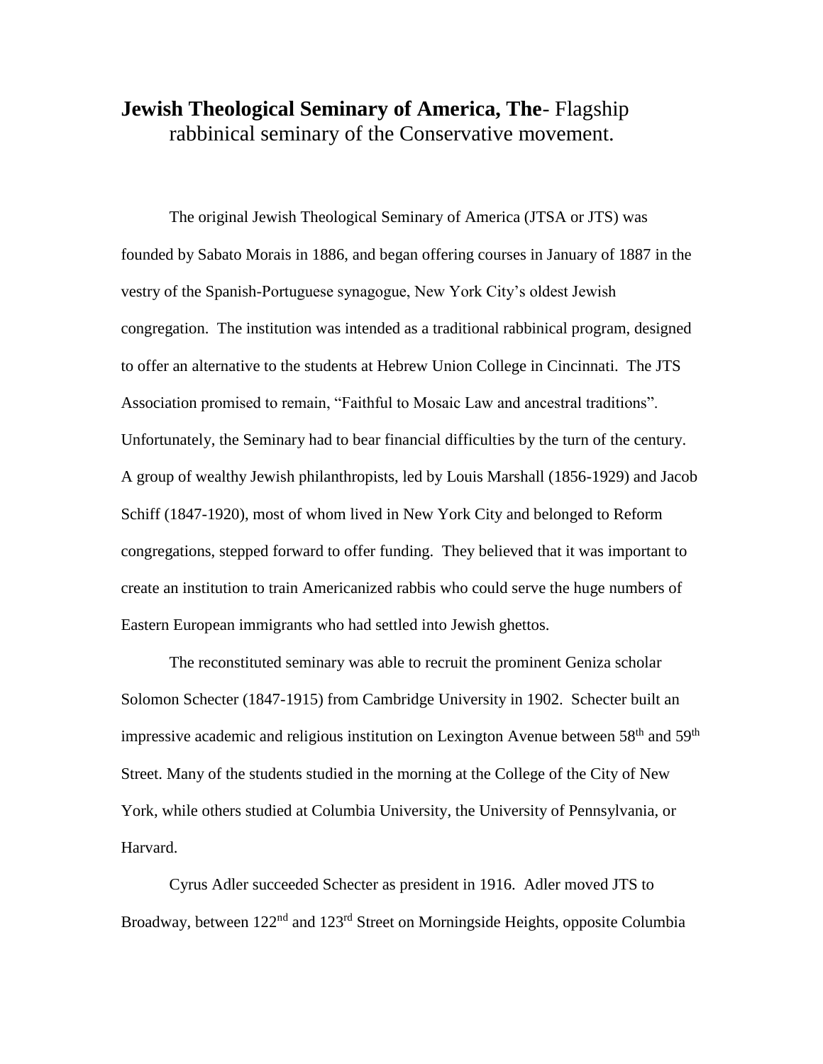**Jewish Theological Seminary of America, The**- Flagship rabbinical seminary of the Conservative movement.

The original Jewish Theological Seminary of America (JTSA or JTS) was founded by Sabato Morais in 1886, and began offering courses in January of 1887 in the vestry of the Spanish-Portuguese synagogue, New York City's oldest Jewish congregation. The institution was intended as a traditional rabbinical program, designed to offer an alternative to the students at Hebrew Union College in Cincinnati. The JTS Association promised to remain, "Faithful to Mosaic Law and ancestral traditions". Unfortunately, the Seminary had to bear financial difficulties by the turn of the century. A group of wealthy Jewish philanthropists, led by Louis Marshall (1856-1929) and Jacob Schiff (1847-1920), most of whom lived in New York City and belonged to Reform congregations, stepped forward to offer funding. They believed that it was important to create an institution to train Americanized rabbis who could serve the huge numbers of Eastern European immigrants who had settled into Jewish ghettos.

The reconstituted seminary was able to recruit the prominent Geniza scholar Solomon Schecter (1847-1915) from Cambridge University in 1902. Schecter built an impressive academic and religious institution on Lexington Avenue between 58th and 59th Street. Many of the students studied in the morning at the College of the City of New York, while others studied at Columbia University, the University of Pennsylvania, or Harvard.

Cyrus Adler succeeded Schecter as president in 1916. Adler moved JTS to Broadway, between 122nd and 123rd Street on Morningside Heights, opposite Columbia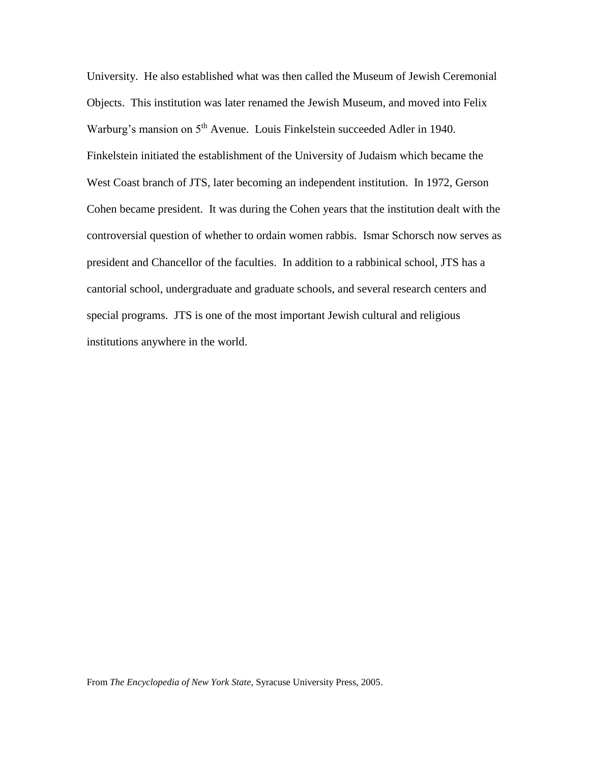University.  He also established what was then called the Museum of Jewish Ceremonial Objects.  This institution was later renamed the Jewish Museum, and moved into Felix Warburg's mansion on 5th Avenue.  Louis Finkelstein succeeded Adler in 1940. Finkelstein initiated the establishment of the University of Judaism which became the West Coast branch of JTS, later becoming an independent institution.  In 1972, Gerson Cohen became president.  It was during the Cohen years that the institution dealt with the controversial question of whether to ordain women rabbis.  Ismar Schorsch now serves as president and Chancellor of the faculties.  In addition to a rabbinical school, JTS has a cantorial school, undergraduate and graduate schools, and several research centers and special programs.  JTS is one of the most important Jewish cultural and religious institutions anywhere in the world.

From *The Encyclopedia of New York State*, Syracuse University Press, 2005.